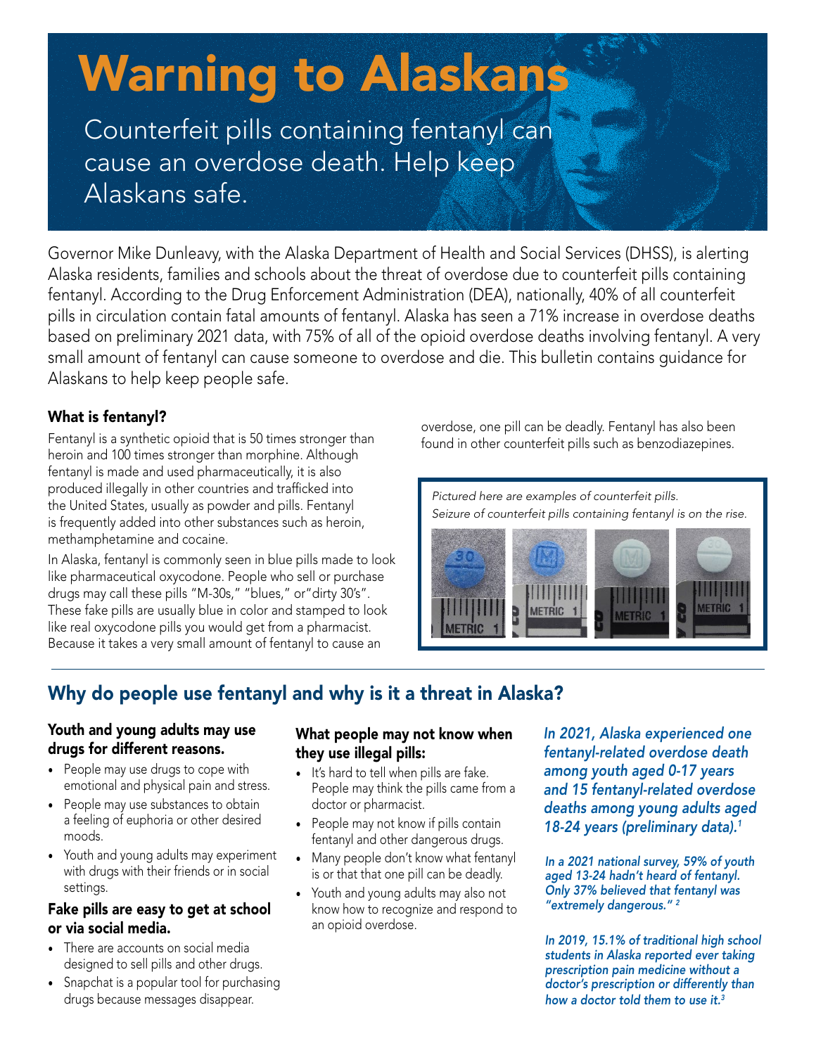# Warning to Alaskans

Counterfeit pills containing fentanyl can cause an overdose death. Help keep Alaskans safe.

Governor Mike Dunleavy, with the Alaska Department of Health and Social Services (DHSS), is alerting Alaska residents, families and schools about the threat of overdose due to counterfeit pills containing fentanyl. According to the Drug Enforcement Administration (DEA), nationally, 40% of all counterfeit pills in circulation contain fatal amounts of fentanyl. Alaska has seen a 71% increase in overdose deaths based on preliminary 2021 data, with 75% of all of the opioid overdose deaths involving fentanyl. A very small amount of fentanyl can cause someone to overdose and die. This bulletin contains guidance for Alaskans to help keep people safe.

### What is fentanyl?

Fentanyl is a synthetic opioid that is 50 times stronger than heroin and 100 times stronger than morphine. Although fentanyl is made and used pharmaceutically, it is also produced illegally in other countries and trafficked into the United States, usually as powder and pills. Fentanyl is frequently added into other substances such as heroin, methamphetamine and cocaine.

In Alaska, fentanyl is commonly seen in blue pills made to look like pharmaceutical oxycodone. People who sell or purchase drugs may call these pills "M-30s," "blues," or"dirty 30's". These fake pills are usually blue in color and stamped to look like real oxycodone pills you would get from a pharmacist. Because it takes a very small amount of fentanyl to cause an overdose, one pill can be deadly. Fentanyl has also been found in other counterfeit pills such as benzodiazepines.

*Pictured here are examples of counterfeit pills. Seizure of counterfeit pills containing fentanyl is on the rise.*

## Why do people use fentanyl and why is it a threat in Alaska?

### Youth and young adults may use drugs for different reasons.

- People may use drugs to cope with emotional and physical pain and stress.
- People may use substances to obtain a feeling of euphoria or other desired moods.
- Youth and young adults may experiment with drugs with their friends or in social settings.

### Fake pills are easy to get at school or via social media.

- There are accounts on social media designed to sell pills and other drugs.
- Snapchat is a popular tool for purchasing drugs because messages disappear.

### What people may not know when they use illegal pills:

- It's hard to tell when pills are fake. People may think the pills came from a doctor or pharmacist.
- People may not know if pills contain fentanyl and other dangerous drugs.
- Many people don't know what fentanyl is or that that one pill can be deadly.
- Youth and young adults may also not know how to recognize and respond to an opioid overdose.

***In 2021, Alaska experienced one fentanyl-related overdose death among youth aged 0-17 years and 15 fentanyl-related overdose deaths among young adults aged 18-24 years (preliminary data).[1]***

***In a 2021 national survey, 59% of youth aged 13-24 hadn't heard of fentanyl. Only 37% believed that fentanyl was "extremely dangerous."[2]***

***In 2019, 15.1% of traditional high school students in Alaska reported ever taking prescription pain medicine without a doctor's prescription or differently than how a doctor told them to use it.[3]***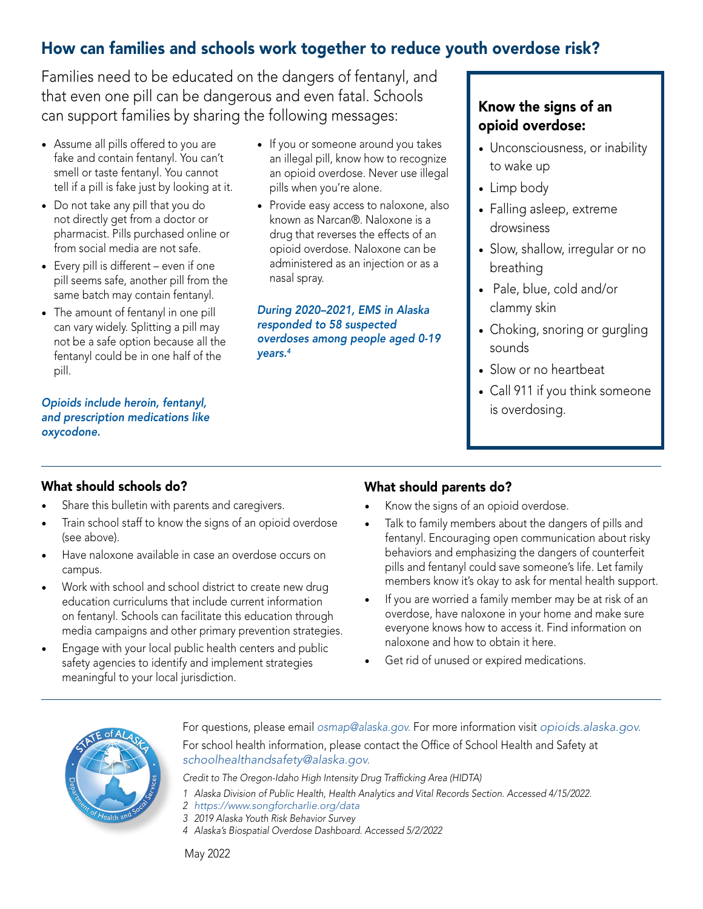## How can families and schools work together to reduce youth overdose risk?

Families need to be educated on the dangers of fentanyl, and that even one pill can be dangerous and even fatal. Schools can support families by sharing the following messages:

- Assume all pills offered to you are fake and contain fentanyl. You can't smell or taste fentanyl. You cannot tell if a pill is fake just by looking at it.
- Do not take any pill that you do not directly get from a doctor or pharmacist. Pills purchased online or from social media are not safe.
- Every pill is different – even if one pill seems safe, another pill from the same batch may contain fentanyl.
- The amount of fentanyl in one pill can vary widely. Splitting a pill may not be a safe option because all the fentanyl could be in one half of the pill.

***Opioids include heroin, fentanyl, and prescription medications like oxycodone.***

- If you or someone around you takes an illegal pill, know how to recognize an opioid overdose. Never use illegal pills when you're alone.
- Provide easy access to naloxone, also known as Narcan®. Naloxone is a drug that reverses the effects of an opioid overdose. Naloxone can be administered as an injection or as a nasal spray.

***During 2020–2021, EMS in Alaska responded to 58 suspected overdoses among people aged 0-19 years.[4]***

### Know the signs of an opioid overdose:

- Unconsciousness, or inability to wake up
- Limp body
- Falling asleep, extreme drowsiness
- Slow, shallow, irregular or no breathing
- Pale, blue, cold and/or clammy skin
- Choking, snoring or gurgling sounds
- Slow or no heartbeat
- Call 911 if you think someone is overdosing.

### What should schools do?

- Share this bulletin with parents and caregivers.
- Train school staff to know the signs of an opioid overdose (see above).
- Have naloxone available in case an overdose occurs on campus.
- Work with school and school district to create new drug education curriculums that include current information on fentanyl. Schools can facilitate this education through media campaigns and other primary prevention strategies.
- Engage with your local public health centers and public safety agencies to identify and implement strategies meaningful to your local jurisdiction.

### What should parents do?

- Know the signs of an opioid overdose.
- Talk to family members about the dangers of pills and fentanyl. Encouraging open communication about risky behaviors and emphasizing the dangers of counterfeit pills and fentanyl could save someone's life. Let family members know it's okay to ask for mental health support.
- If you are worried a family member may be at risk of an overdose, have naloxone in your home and make sure everyone knows how to access it. Find information on naloxone and how to obtain it here.
- Get rid of unused or expired medications.

For questions, please email *osmap@alaska.gov.* For more information visit *opioids.alaska.gov.*

For school health information, please contact the Office of School Health and Safety at *schoolhealthandsafety@alaska.gov.*

*Credit to The Oregon-Idaho High Intensity Drug Trafficking Area (HIDTA)*

1. *Alaska Division of Public Health, Health Analytics and Vital Records Section. Accessed 4/15/2022.*
2. *https://www.songforcharlie.org/data*
3. *2019 Alaska Youth Risk Behavior Survey*
4. *Alaska's Biospatial Overdose Dashboard. Accessed 5/2/2022*

May 2022